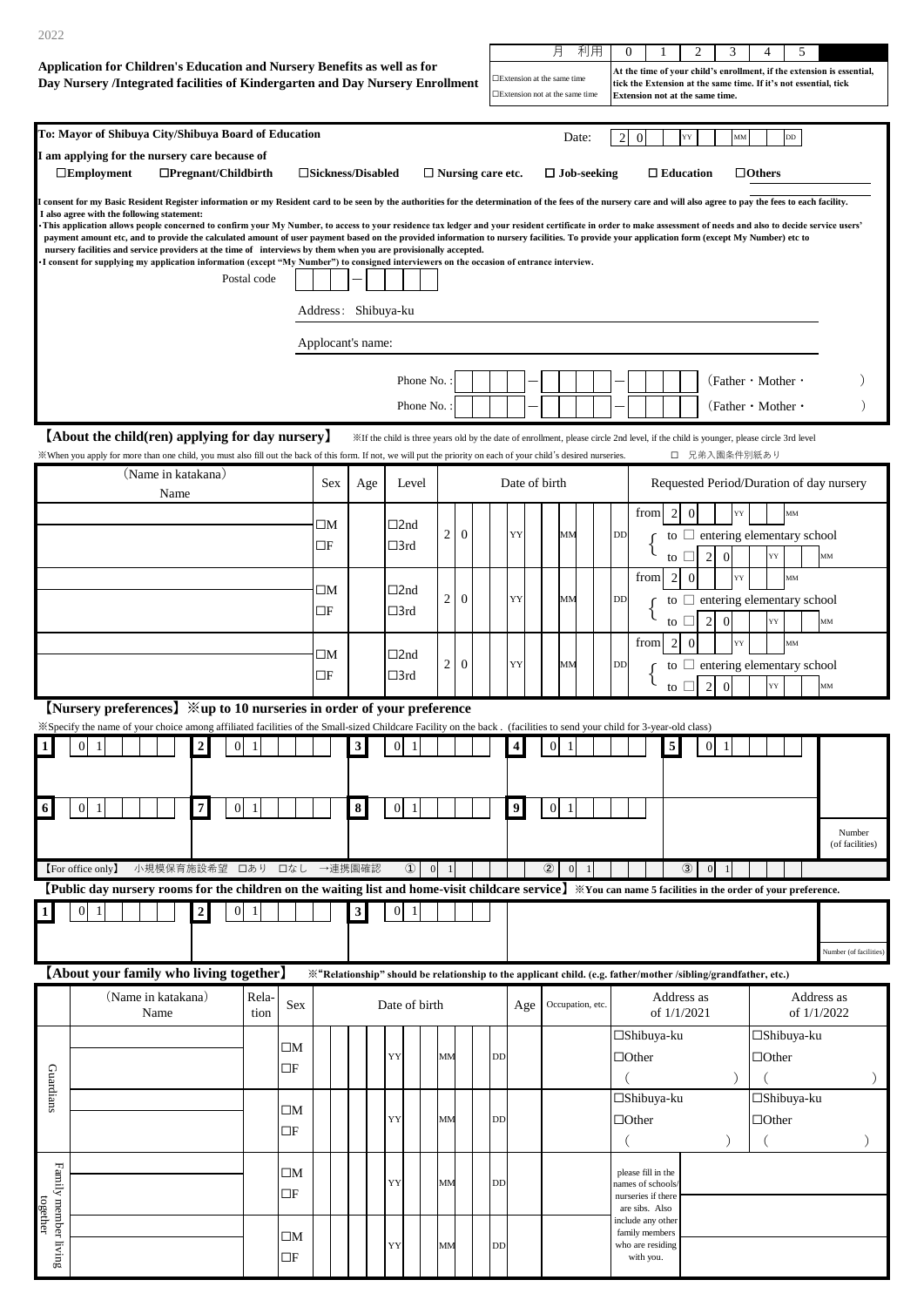2022

**Application for Children's Education and Nursery Benefits as well as for Day Nursery /Integrated facilities of Kindergarten and Day Nursery Enrollment**

| 月 利用 | 0 | 1 | 2 | 3 | 4 | 5 |
|---|---|---|---|---|---|---|
| □Extension at the same time □Extension not at the same time | At the time of your child's enrollment, if the extension is essential, tick the Extension at the same time. If it's not essential, tick Extension not at the same time. | | | | | |

**To: Mayor of Shibuya City/Shibuya Board of Education**

Date: 2 0 YY MM DD

**I am applying for the nursery care because of**

□**Employment** □**Pregnant/Childbirth** □**Sickness/Disabled** □ **Nursing care etc.** □ **Job-seeking** □ **Education** □**Others**

**I consent for my Basic Resident Register information or my Resident card to be seen by the authorities for the determination of the fees of the nursery care and will also agree to pay the fees to each facility.**
**I also agree with the following statement:**
**･This application allows people concerned to confirm your My Number, to access to your residence tax ledger and your resident certificate in order to make assessment of needs and also to decide service users' payment amount etc, and to provide the calculated amount of user payment based on the provided information to nursery facilities. To provide your application form (except My Number) etc to nursery facilities and service providers at the time of interviews by them when you are provisionally accepted.**
**･I consent for supplying my application information (except "My Number") to consigned interviewers on the occasion of entrance interview.**

Postal code: □□□－□□□□

Address: Shibuya-ku

Applocant's name:

Phone No.: □□□□－□□□□－□□□□ (Father・Mother・ )

Phone No.: □□□□－□□□□－□□□□ (Father・Mother・ )

**【About the child(ren) applying for day nursery】** ※If the child is three years old by the date of enrollment, please circle 2nd level, if the child is younger, please circle 3rd level

※When you apply for more than one child, you must also fill out the back of this form. If not, we will put the priority on each of your child's desired nurseries. □ 兄弟入園条件別紙あり

| (Name in katakana) Name | Sex | Age | Level | Date of birth | Requested Period/Duration of day nursery |
|---|---|---|---|---|---|
| | □M □F | | □2nd □3rd | 2 0 YY MM DD | from 2 0 YY MM; to □ entering elementary school; to □ 2 0 YY MM |
| | □M □F | | □2nd □3rd | 2 0 YY MM DD | from 2 0 YY MM; to □ entering elementary school; to □ 2 0 YY MM |
| | □M □F | | □2nd □3rd | 2 0 YY MM DD | from 2 0 YY MM; to □ entering elementary school; to □ 2 0 YY MM |

**【Nursery preferences】※up to 10 nurseries in order of your preference**

※Specify the name of your choice among affiliated facilities of the Small-sized Childcare Facility on the back . (facilities to send your child for 3-year-old class)

| 1 | 0 1 | 2 | 0 1 | 3 | 0 1 | 4 | 0 1 | 5 | 0 1 | |
|---|---|---|---|---|---|---|---|---|---|---|
| 6 | 0 1 | 7 | 0 1 | 8 | 0 1 | 9 | 0 1 | | | Number (of facilities) |

【For office only】 小規模保育施設希望 □あり □なし →連携園確認 ① 0 1 ② 0 1 ③ 0 1

**【Public day nursery rooms for the children on the waiting list and home-visit childcare service】※You can name 5 facilities in the order of your preference.**

| 1 | 0 1 | 2 | 0 1 | 3 | 0 1 | | Number (of facilities) |
|---|---|---|---|---|---|---|---|

**【About your family who living together】** ※"Relationship" should be relationship to the applicant child. (e.g. father/mother /sibling/grandfather, etc.)

| | (Name in katakana) Name | Relation | Sex | Date of birth | Age | Occupation, etc. | Address as of 1/1/2021 | Address as of 1/1/2022 |
|---|---|---|---|---|---|---|---|---|
| Guardians | | | □M □F | YY MM DD | | | □Shibuya-ku □Other ( ) | □Shibuya-ku □Other ( ) |
| Guardians | | | □M □F | YY MM DD | | | □Shibuya-ku □Other ( ) | □Shibuya-ku □Other ( ) |
| Family member living together | | | □M □F | YY MM DD | | | please fill in the names of schools/ nurseries if there are sibs. Also include any other family members who are residing with you. | |
| Family member living together | | | □M □F | YY MM DD | | | | |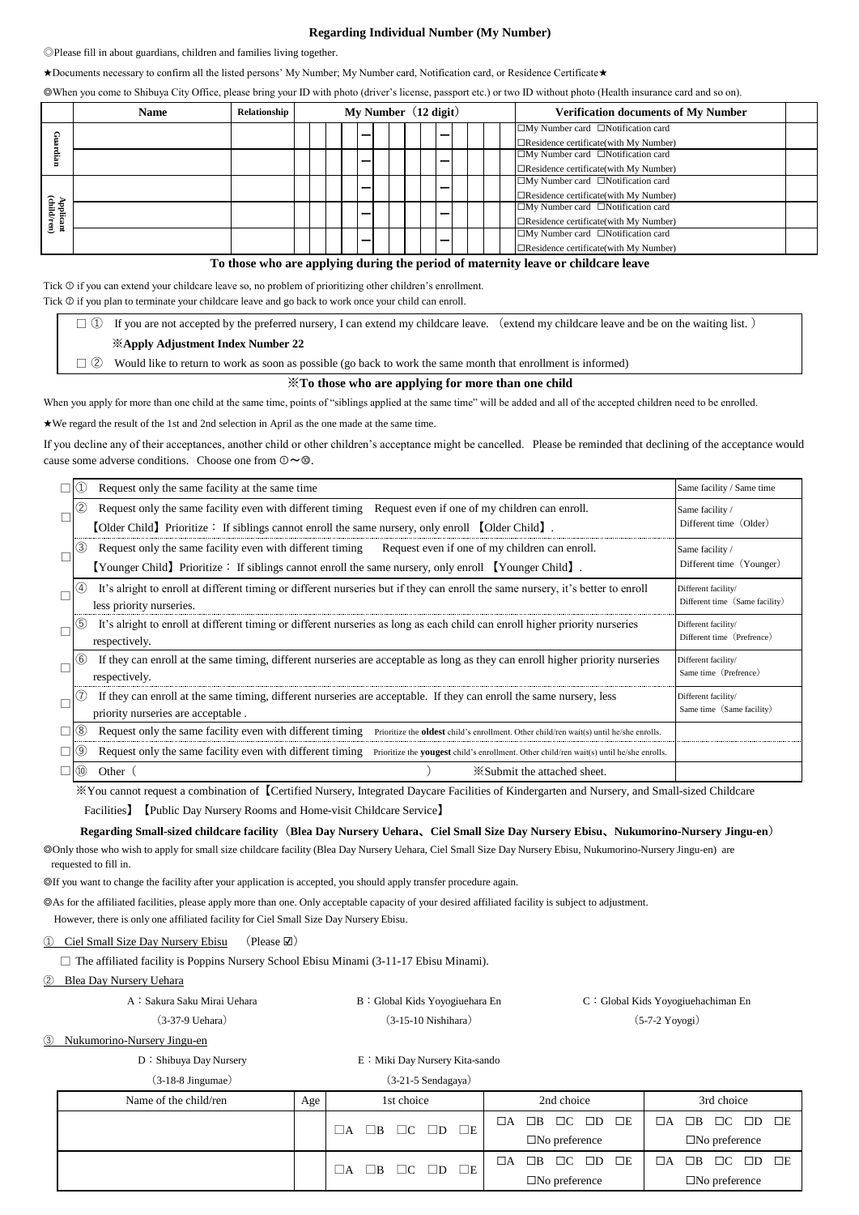## Regarding Individual Number (My Number)

◎Please fill in about guardians, children and families living together.

★Documents necessary to confirm all the listed persons' My Number; My Number card, Notification card, or Residence Certificate★

◎When you come to Shibuya City Office, please bring your ID with photo (driver's license, passport etc.) or two ID without photo (Health insurance card and so on).

| | Name | Relationship | My Number（12 digit） | Verification documents of My Number | |
|---|---|---|---|---|---|
| Guardian | | | －　－ | □My Number card □Notification card □Residence certificate(with My Number) | |
| | | | －　－ | □My Number card □Notification card □Residence certificate(with My Number) | |
| Applicant (child/ren) | | | －　－ | □My Number card □Notification card □Residence certificate(with My Number) | |
| | | | －　－ | □My Number card □Notification card □Residence certificate(with My Number) | |
| | | | －　－ | □My Number card □Notification card □Residence certificate(with My Number) | |

### To those who are applying during the period of maternity leave or childcare leave

Tick ① if you can extend your childcare leave so, no problem of prioritizing other children's enrollment.
Tick ② if you plan to terminate your childcare leave and go back to work once your child can enroll.

□ ① If you are not accepted by the preferred nursery, I can extend my childcare leave. （extend my childcare leave and be on the waiting list.）
**※Apply Adjustment Index Number 22**

□ ② Would like to return to work as soon as possible (go back to work the same month that enrollment is informed)

### ※To those who are applying for more than one child

When you apply for more than one child at the same time, points of "siblings applied at the same time" will be added and all of the accepted children need to be enrolled.

★We regard the result of the 1st and 2nd selection in April as the one made at the same time.

If you decline any of their acceptances, another child or other children's acceptance might be cancelled. Please be reminded that declining of the acceptance would cause some adverse conditions. Choose one from ①～⑩.

| | | |
|---|---|---|
| □ | ① Request only the same facility at the same time | Same facility / Same time |
| □ | ② Request only the same facility even with different timing　Request even if one of my children can enroll. 【Older Child】Prioritize：If siblings cannot enroll the same nursery, only enroll 【Older Child】. | Same facility / Different time（Older） |
| □ | ③ Request only the same facility even with different timing　Request even if one of my children can enroll. 【Younger Child】Prioritize：If siblings cannot enroll the same nursery, only enroll 【Younger Child】. | Same facility / Different time（Younger） |
| □ | ④ It's alright to enroll at different timing or different nurseries but if they can enroll the same nursery, it's better to enroll less priority nurseries. | Different facility/ Different time（Same facility） |
| □ | ⑤ It's alright to enroll at different timing or different nurseries as long as each child can enroll higher priority nurseries respectively. | Different facility/ Different time（Prefrence） |
| □ | ⑥ If they can enroll at the same timing, different nurseries are acceptable as long as they can enroll higher priority nurseries respectively. | Different facility/ Same time（Prefrence） |
| □ | ⑦ If they can enroll at the same timing, different nurseries are acceptable. If they can enroll the same nursery, less priority nurseries are acceptable . | Different facility/ Same time（Same facility） |
| □ | ⑧ Request only the same facility even with different timing　Prioritize the **oldest** child's enrollment. Other child/ren wait(s) until he/she enrolls. | |
| □ | ⑨ Request only the same facility even with different timing　Prioritize the **yougest** child's enrollment. Other child/ren wait(s) until he/she enrolls. | |
| □ | ⑩ Other（　　　　　　　　　　　　）　※Submit the attached sheet. | |

※You cannot request a combination of【Certified Nursery, Integrated Daycare Facilities of Kindergarten and Nursery, and Small-sized Childcare Facilities】【Public Day Nursery Rooms and Home-visit Childcare Service】

### Regarding Small-sized childcare facility（Blea Day Nursery Uehara、Ciel Small Size Day Nursery Ebisu、Nukumorino-Nursery Jingu-en）

◎Only those who wish to apply for small size childcare facility (Blea Day Nursery Uehara, Ciel Small Size Day Nursery Ebisu, Nukumorino-Nursery Jingu-en) are requested to fill in.

◎If you want to change the facility after your application is accepted, you should apply transfer procedure again.

◎As for the affiliated facilities, please apply more than one. Only acceptable capacity of your desired affiliated facility is subject to adjustment.
However, there is only one affiliated facility for Ciel Small Size Day Nursery Ebisu.

① Ciel Small Size Day Nursery Ebisu　（Please ☑）

□ The affiliated facility is Poppins Nursery School Ebisu Minami (3-11-17 Ebisu Minami).

② Blea Day Nursery Uehara

A：Sakura Saku Mirai Uehara（3-37-9 Uehara）
B：Global Kids Yoyogiuehara En（3-15-10 Nishihara）
C：Global Kids Yoyogiuehachiman En（5-7-2 Yoyogi）

③ Nukumorino-Nursery Jingu-en

D：Shibuya Day Nursery（3-18-8 Jingumae）
E：Miki Day Nursery Kita-sando（3-21-5 Sendagaya）

| Name of the child/ren | Age | 1st choice | 2nd choice | 3rd choice |
|---|---|---|---|---|
| | | □A □B □C □D □E | □A □B □C □D □E □No preference | □A □B □C □D □E □No preference |
| | | □A □B □C □D □E | □A □B □C □D □E □No preference | □A □B □C □D □E □No preference |